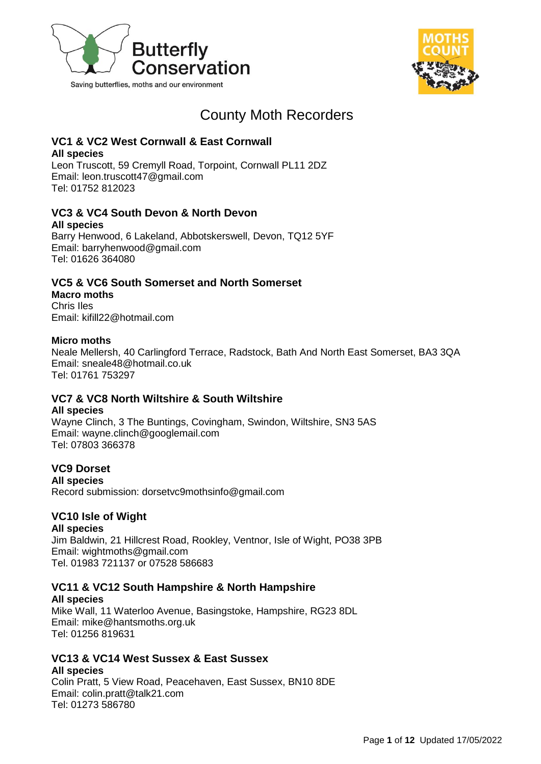Saving butterflies, moths and our environment

# County Moth Recorders

## VC1 & VC2 West Cornwall & East Cornwall

**All species**
Leon Truscott, 59 Cremyll Road, Torpoint, Cornwall PL11 2DZ
Email: leon.truscott47@gmail.com
Tel: 01752 812023

## VC3 & VC4 South Devon & North Devon

**All species**
Barry Henwood, 6 Lakeland, Abbotskerswell, Devon, TQ12 5YF
Email: barryhenwood@gmail.com
Tel: 01626 364080

## VC5 & VC6 South Somerset and North Somerset

**Macro moths**
Chris Iles
Email: kifill22@hotmail.com

**Micro moths**
Neale Mellersh, 40 Carlingford Terrace, Radstock, Bath And North East Somerset, BA3 3QA
Email: sneale48@hotmail.co.uk
Tel: 01761 753297

## VC7 & VC8 North Wiltshire & South Wiltshire

**All species**
Wayne Clinch, 3 The Buntings, Covingham, Swindon, Wiltshire, SN3 5AS
Email: wayne.clinch@googlemail.com
Tel: 07803 366378

## VC9 Dorset

**All species**
Record submission: dorsetvc9mothsinfo@gmail.com

## VC10 Isle of Wight

**All species**
Jim Baldwin, 21 Hillcrest Road, Rookley, Ventnor, Isle of Wight, PO38 3PB
Email: wightmoths@gmail.com
Tel. 01983 721137 or 07528 586683

## VC11 & VC12 South Hampshire & North Hampshire

**All species**
Mike Wall, 11 Waterloo Avenue, Basingstoke, Hampshire, RG23 8DL
Email: mike@hantsmoths.org.uk
Tel: 01256 819631

## VC13 & VC14 West Sussex & East Sussex

**All species**
Colin Pratt, 5 View Road, Peacehaven, East Sussex, BN10 8DE
Email: colin.pratt@talk21.com
Tel: 01273 586780

Updated 17/05/2022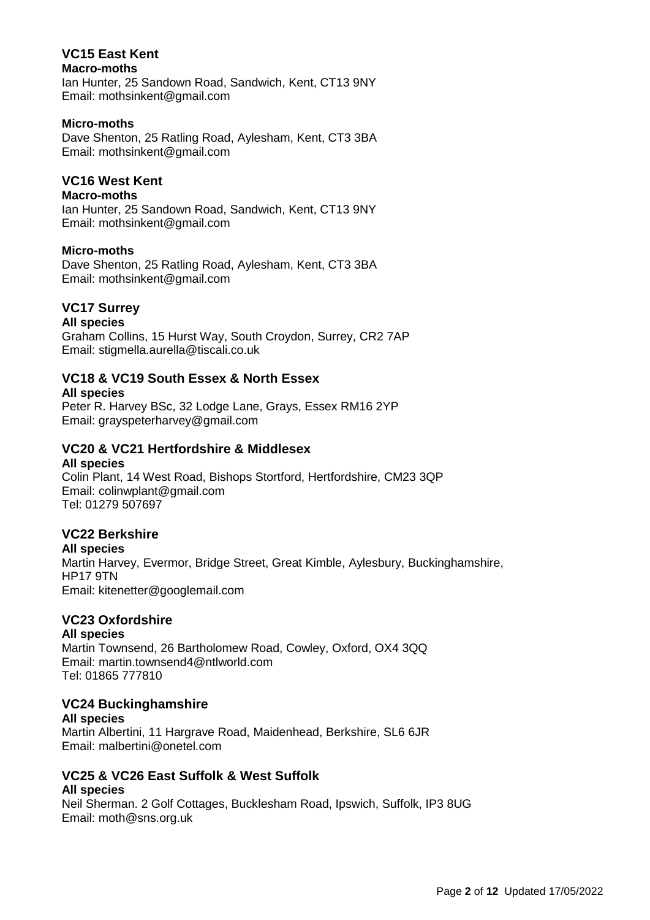## VC15 East Kent

**Macro-moths**

Ian Hunter, 25 Sandown Road, Sandwich, Kent, CT13 9NY
Email: mothsinkent@gmail.com

**Micro-moths**

Dave Shenton, 25 Ratling Road, Aylesham, Kent, CT3 3BA
Email: mothsinkent@gmail.com

## VC16 West Kent

**Macro-moths**

Ian Hunter, 25 Sandown Road, Sandwich, Kent, CT13 9NY
Email: mothsinkent@gmail.com

**Micro-moths**

Dave Shenton, 25 Ratling Road, Aylesham, Kent, CT3 3BA
Email: mothsinkent@gmail.com

## VC17 Surrey

**All species**

Graham Collins, 15 Hurst Way, South Croydon, Surrey, CR2 7AP
Email: stigmella.aurella@tiscali.co.uk

## VC18 & VC19 South Essex & North Essex

**All species**

Peter R. Harvey BSc, 32 Lodge Lane, Grays, Essex RM16 2YP
Email: grayspeterharvey@gmail.com

## VC20 & VC21 Hertfordshire & Middlesex

**All species**

Colin Plant, 14 West Road, Bishops Stortford, Hertfordshire, CM23 3QP
Email: colinwplant@gmail.com
Tel: 01279 507697

## VC22 Berkshire

**All species**

Martin Harvey, Evermor, Bridge Street, Great Kimble, Aylesbury, Buckinghamshire, HP17 9TN
Email: kitenetter@googlemail.com

## VC23 Oxfordshire

**All species**

Martin Townsend, 26 Bartholomew Road, Cowley, Oxford, OX4 3QQ
Email: martin.townsend4@ntlworld.com
Tel: 01865 777810

## VC24 Buckinghamshire

**All species**

Martin Albertini, 11 Hargrave Road, Maidenhead, Berkshire, SL6 6JR
Email: malbertini@onetel.com

## VC25 & VC26 East Suffolk & West Suffolk

**All species**

Neil Sherman. 2 Golf Cottages, Bucklesham Road, Ipswich, Suffolk, IP3 8UG
Email: moth@sns.org.uk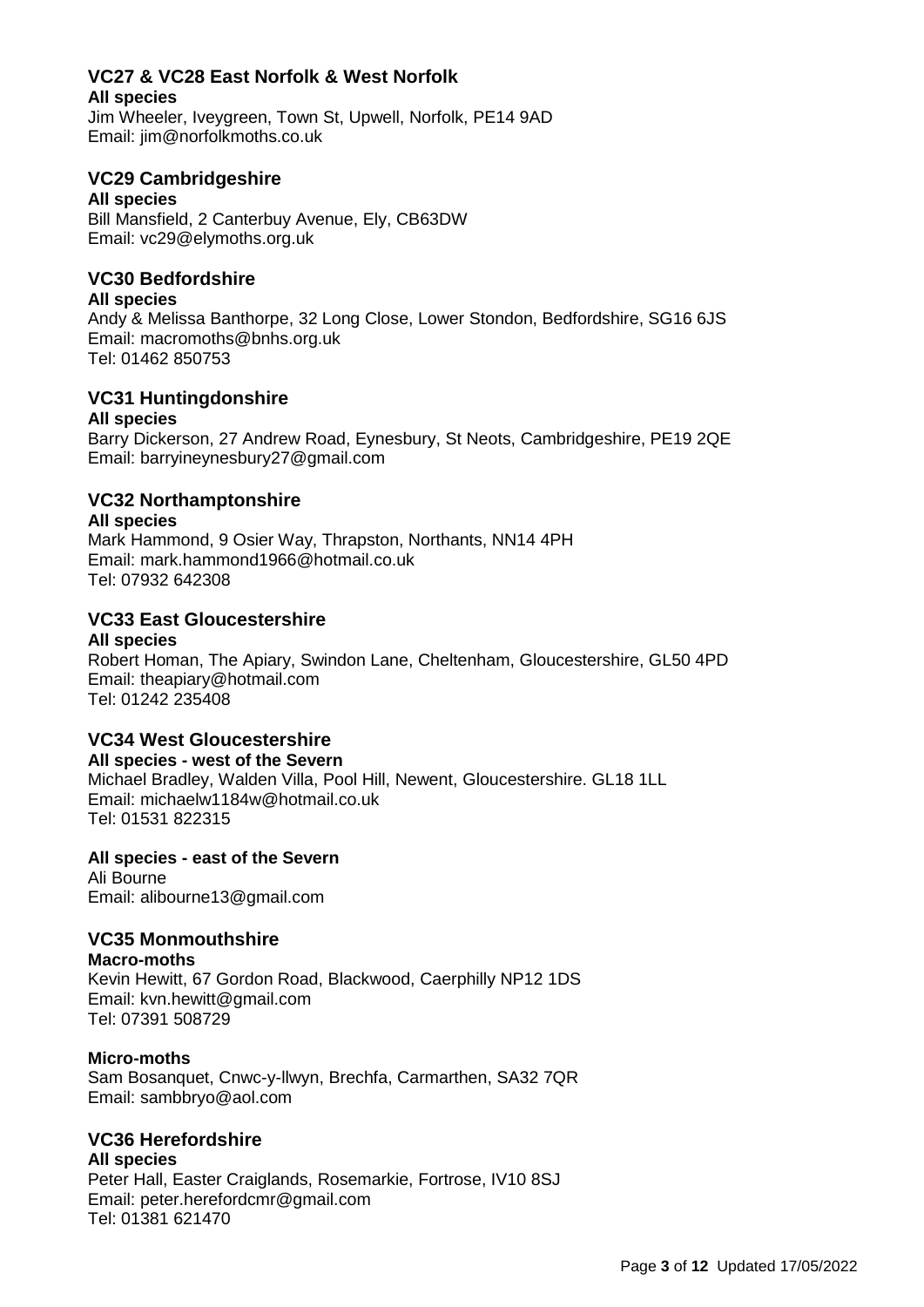## VC27 & VC28 East Norfolk & West Norfolk

**All species**
Jim Wheeler, Iveygreen, Town St, Upwell, Norfolk, PE14 9AD
Email: jim@norfolkmoths.co.uk

## VC29 Cambridgeshire

**All species**
Bill Mansfield, 2 Canterbuy Avenue, Ely, CB63DW
Email: vc29@elymoths.org.uk

## VC30 Bedfordshire

**All species**
Andy & Melissa Banthorpe, 32 Long Close, Lower Stondon, Bedfordshire, SG16 6JS
Email: macromoths@bnhs.org.uk
Tel: 01462 850753

## VC31 Huntingdonshire

**All species**
Barry Dickerson, 27 Andrew Road, Eynesbury, St Neots, Cambridgeshire, PE19 2QE
Email: barryineynesbury27@gmail.com

## VC32 Northamptonshire

**All species**
Mark Hammond, 9 Osier Way, Thrapston, Northants, NN14 4PH
Email: mark.hammond1966@hotmail.co.uk
Tel: 07932 642308

## VC33 East Gloucestershire

**All species**
Robert Homan, The Apiary, Swindon Lane, Cheltenham, Gloucestershire, GL50 4PD
Email: theapiary@hotmail.com
Tel: 01242 235408

## VC34 West Gloucestershire

**All species - west of the Severn**
Michael Bradley, Walden Villa, Pool Hill, Newent, Gloucestershire. GL18 1LL
Email: michaelw1184w@hotmail.co.uk
Tel: 01531 822315

**All species - east of the Severn**
Ali Bourne
Email: alibourne13@gmail.com

## VC35 Monmouthshire

**Macro-moths**
Kevin Hewitt, 67 Gordon Road, Blackwood, Caerphilly NP12 1DS
Email: kvn.hewitt@gmail.com
Tel: 07391 508729

**Micro-moths**
Sam Bosanquet, Cnwc-y-llwyn, Brechfa, Carmarthen, SA32 7QR
Email: sambbryo@aol.com

## VC36 Herefordshire

**All species**
Peter Hall, Easter Craiglands, Rosemarkie, Fortrose, IV10 8SJ
Email: peter.herefordcmr@gmail.com
Tel: 01381 621470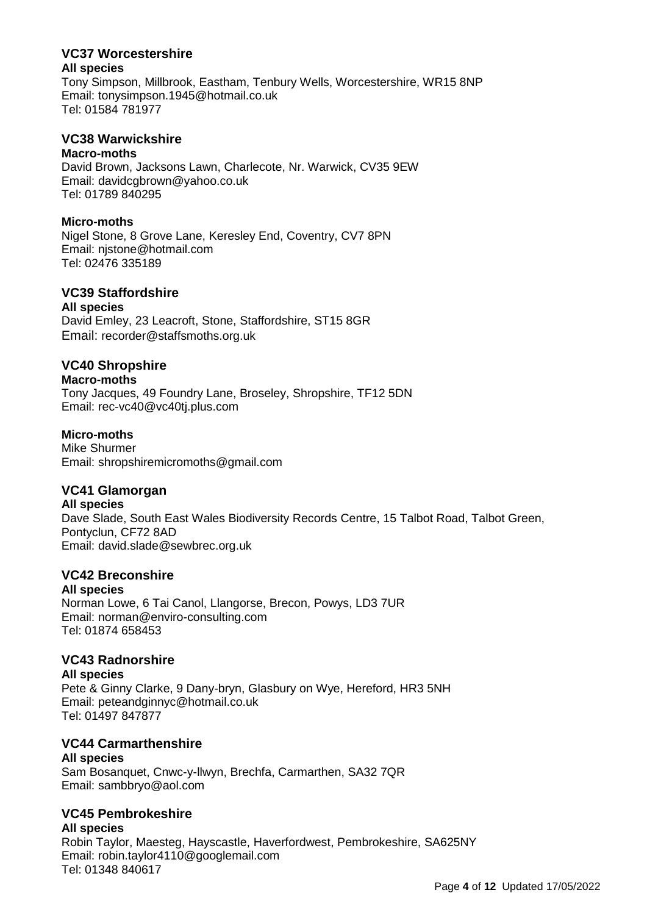## VC37 Worcestershire

**All species**

Tony Simpson, Millbrook, Eastham, Tenbury Wells, Worcestershire, WR15 8NP
Email: tonysimpson.1945@hotmail.co.uk
Tel: 01584 781977

## VC38 Warwickshire

**Macro-moths**

David Brown, Jacksons Lawn, Charlecote, Nr. Warwick, CV35 9EW
Email: davidcgbrown@yahoo.co.uk
Tel: 01789 840295

**Micro-moths**

Nigel Stone, 8 Grove Lane, Keresley End, Coventry, CV7 8PN
Email: njstone@hotmail.com
Tel: 02476 335189

## VC39 Staffordshire

**All species**

David Emley, 23 Leacroft, Stone, Staffordshire, ST15 8GR
Email: recorder@staffsmoths.org.uk

## VC40 Shropshire

**Macro-moths**

Tony Jacques, 49 Foundry Lane, Broseley, Shropshire, TF12 5DN
Email: rec-vc40@vc40tj.plus.com

**Micro-moths**

Mike Shurmer
Email: shropshiremicromoths@gmail.com

## VC41 Glamorgan

**All species**

Dave Slade, South East Wales Biodiversity Records Centre, 15 Talbot Road, Talbot Green, Pontyclun, CF72 8AD
Email: david.slade@sewbrec.org.uk

## VC42 Breconshire

**All species**

Norman Lowe, 6 Tai Canol, Llangorse, Brecon, Powys, LD3 7UR
Email: norman@enviro-consulting.com
Tel: 01874 658453

## VC43 Radnorshire

**All species**

Pete & Ginny Clarke, 9 Dany-bryn, Glasbury on Wye, Hereford, HR3 5NH
Email: peteandginnyc@hotmail.co.uk
Tel: 01497 847877

## VC44 Carmarthenshire

**All species**

Sam Bosanquet, Cnwc-y-llwyn, Brechfa, Carmarthen, SA32 7QR
Email: sambbryo@aol.com

## VC45 Pembrokeshire

**All species**

Robin Taylor, Maesteg, Hayscastle, Haverfordwest, Pembrokeshire, SA625NY
Email: robin.taylor4110@googlemail.com
Tel: 01348 840617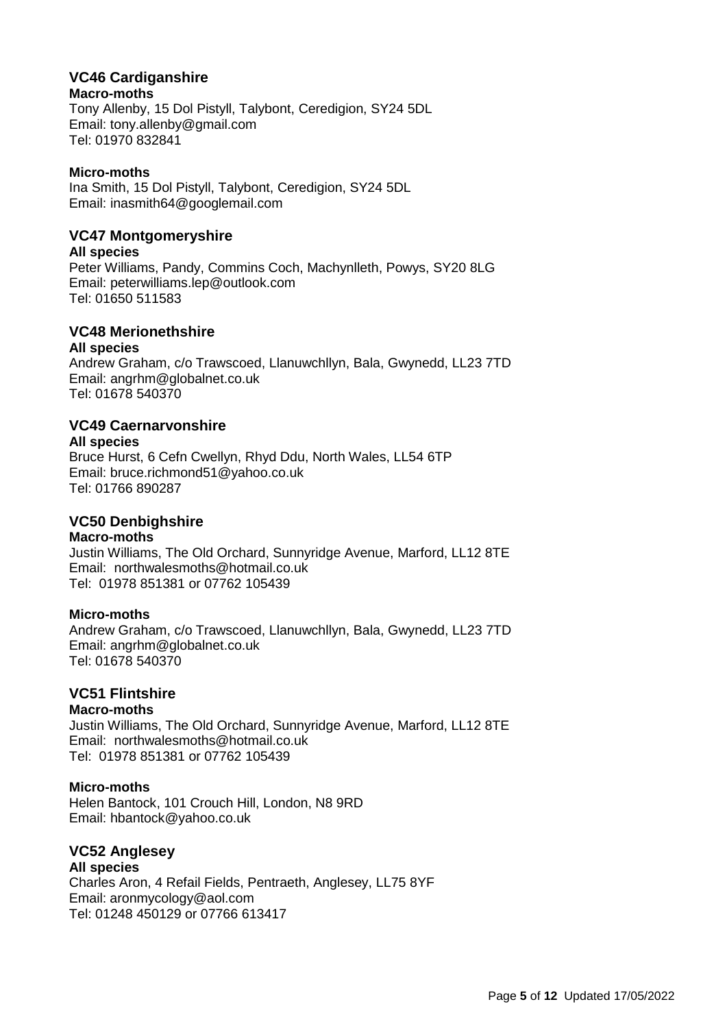## VC46 Cardiganshire

**Macro-moths**

Tony Allenby, 15 Dol Pistyll, Talybont, Ceredigion, SY24 5DL
Email: tony.allenby@gmail.com
Tel: 01970 832841

**Micro-moths**

Ina Smith, 15 Dol Pistyll, Talybont, Ceredigion, SY24 5DL
Email: inasmith64@googlemail.com

## VC47 Montgomeryshire

**All species**

Peter Williams, Pandy, Commins Coch, Machynlleth, Powys, SY20 8LG
Email: peterwilliams.lep@outlook.com
Tel: 01650 511583

## VC48 Merionethshire

**All species**

Andrew Graham, c/o Trawscoed, Llanuwchllyn, Bala, Gwynedd, LL23 7TD
Email: angrhm@globalnet.co.uk
Tel: 01678 540370

## VC49 Caernarvonshire

**All species**

Bruce Hurst, 6 Cefn Cwellyn, Rhyd Ddu, North Wales, LL54 6TP
Email: bruce.richmond51@yahoo.co.uk
Tel: 01766 890287

## VC50 Denbighshire

**Macro-moths**

Justin Williams, The Old Orchard, Sunnyridge Avenue, Marford, LL12 8TE
Email: northwalesmoths@hotmail.co.uk
Tel: 01978 851381 or 07762 105439

**Micro-moths**

Andrew Graham, c/o Trawscoed, Llanuwchllyn, Bala, Gwynedd, LL23 7TD
Email: angrhm@globalnet.co.uk
Tel: 01678 540370

## VC51 Flintshire

**Macro-moths**

Justin Williams, The Old Orchard, Sunnyridge Avenue, Marford, LL12 8TE
Email: northwalesmoths@hotmail.co.uk
Tel: 01978 851381 or 07762 105439

**Micro-moths**

Helen Bantock, 101 Crouch Hill, London, N8 9RD
Email: hbantock@yahoo.co.uk

## VC52 Anglesey

**All species**

Charles Aron, 4 Refail Fields, Pentraeth, Anglesey, LL75 8YF
Email: aronmycology@aol.com
Tel: 01248 450129 or 07766 613417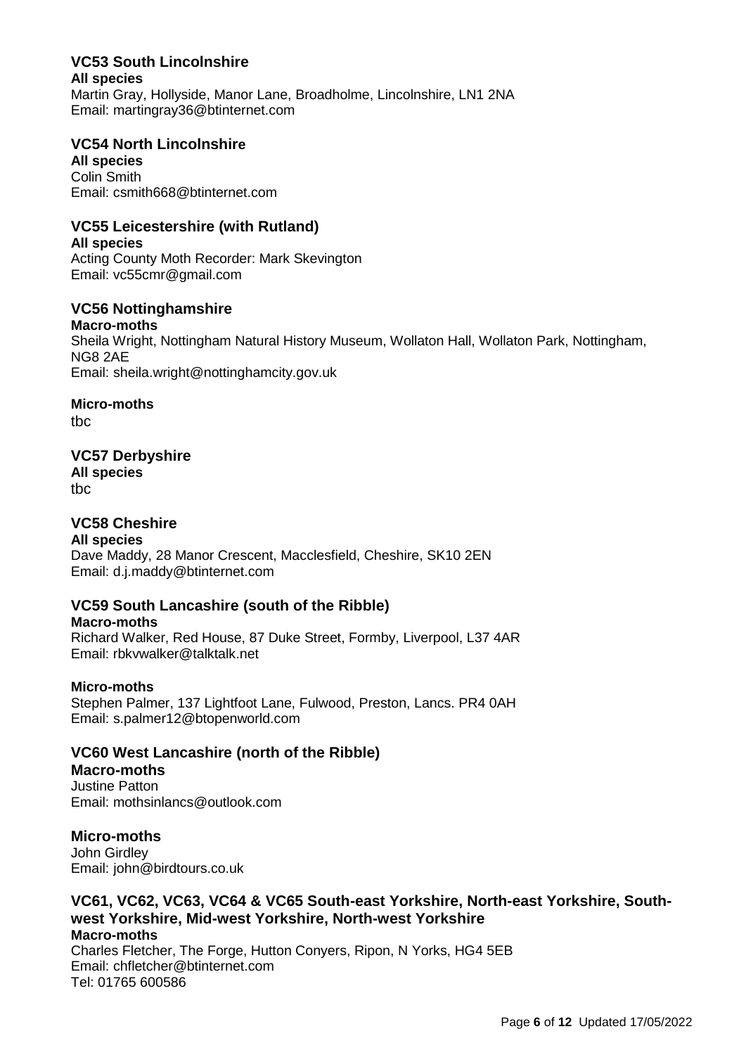## VC53 South Lincolnshire

**All species**
Martin Gray, Hollyside, Manor Lane, Broadholme, Lincolnshire, LN1 2NA
Email: martingray36@btinternet.com

## VC54 North Lincolnshire

**All species**
Colin Smith
Email: csmith668@btinternet.com

## VC55 Leicestershire (with Rutland)

**All species**
Acting County Moth Recorder: Mark Skevington
Email: vc55cmr@gmail.com

## VC56 Nottinghamshire

**Macro-moths**
Sheila Wright, Nottingham Natural History Museum, Wollaton Hall, Wollaton Park, Nottingham, NG8 2AE
Email: sheila.wright@nottinghamcity.gov.uk

**Micro-moths**
tbc

## VC57 Derbyshire

**All species**
tbc

## VC58 Cheshire

**All species**
Dave Maddy, 28 Manor Crescent, Macclesfield, Cheshire, SK10 2EN
Email: d.j.maddy@btinternet.com

## VC59 South Lancashire (south of the Ribble)

**Macro-moths**
Richard Walker, Red House, 87 Duke Street, Formby, Liverpool, L37 4AR
Email: rbkvwalker@talktalk.net

**Micro-moths**
Stephen Palmer, 137 Lightfoot Lane, Fulwood, Preston, Lancs. PR4 0AH
Email: s.palmer12@btopenworld.com

## VC60 West Lancashire (north of the Ribble)

### Macro-moths

Justine Patton
Email: mothsinlancs@outlook.com

### Micro-moths

John Girdley
Email: john@birdtours.co.uk

## VC61, VC62, VC63, VC64 & VC65 South-east Yorkshire, North-east Yorkshire, South-west Yorkshire, Mid-west Yorkshire, North-west Yorkshire

**Macro-moths**
Charles Fletcher, The Forge, Hutton Conyers, Ripon, N Yorks, HG4 5EB
Email: chfletcher@btinternet.com
Tel: 01765 600586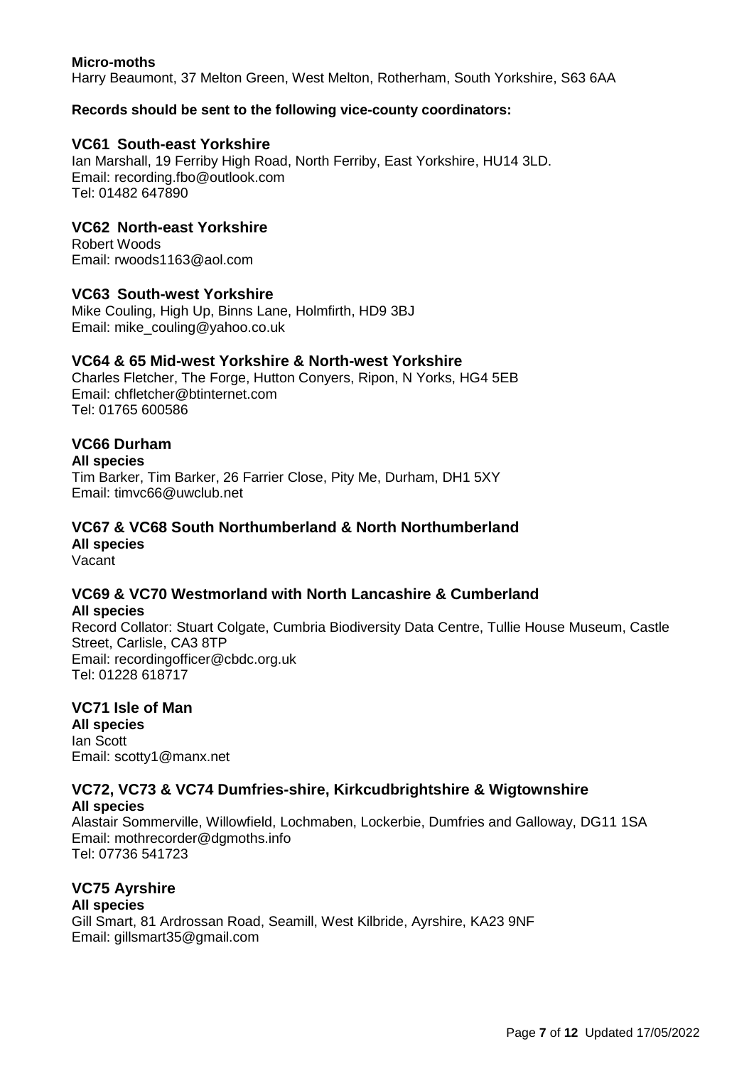**Micro-moths**
Harry Beaumont, 37 Melton Green, West Melton, Rotherham, South Yorkshire, S63 6AA

**Records should be sent to the following vice-county coordinators:**

## VC61 South-east Yorkshire

Ian Marshall, 19 Ferriby High Road, North Ferriby, East Yorkshire, HU14 3LD.
Email: recording.fbo@outlook.com
Tel: 01482 647890

## VC62 North-east Yorkshire

Robert Woods
Email: rwoods1163@aol.com

## VC63 South-west Yorkshire

Mike Couling, High Up, Binns Lane, Holmfirth, HD9 3BJ
Email: mike_couling@yahoo.co.uk

## VC64 & 65 Mid-west Yorkshire & North-west Yorkshire

Charles Fletcher, The Forge, Hutton Conyers, Ripon, N Yorks, HG4 5EB
Email: chfletcher@btinternet.com
Tel: 01765 600586

## VC66 Durham

**All species**
Tim Barker, Tim Barker, 26 Farrier Close, Pity Me, Durham, DH1 5XY
Email: timvc66@uwclub.net

## VC67 & VC68 South Northumberland & North Northumberland

**All species**
Vacant

## VC69 & VC70 Westmorland with North Lancashire & Cumberland

**All species**
Record Collator: Stuart Colgate, Cumbria Biodiversity Data Centre, Tullie House Museum, Castle Street, Carlisle, CA3 8TP
Email: recordingofficer@cbdc.org.uk
Tel: 01228 618717

## VC71 Isle of Man

**All species**
Ian Scott
Email: scotty1@manx.net

## VC72, VC73 & VC74 Dumfries-shire, Kirkcudbrightshire & Wigtownshire

**All species**
Alastair Sommerville, Willowfield, Lochmaben, Lockerbie, Dumfries and Galloway, DG11 1SA
Email: mothrecorder@dgmoths.info
Tel: 07736 541723

## VC75 Ayrshire

**All species**
Gill Smart, 81 Ardrossan Road, Seamill, West Kilbride, Ayrshire, KA23 9NF
Email: gillsmart35@gmail.com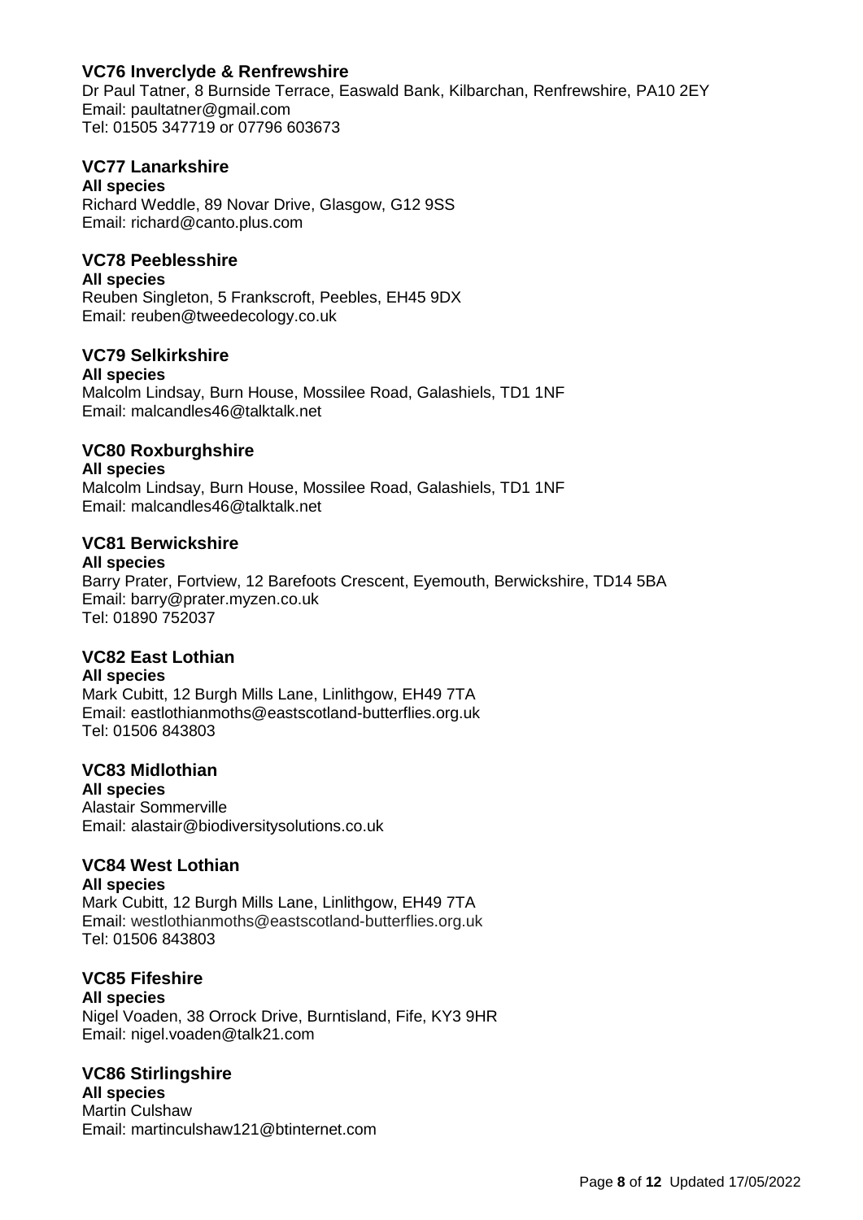### VC76 Inverclyde & Renfrewshire

Dr Paul Tatner, 8 Burnside Terrace, Easwald Bank, Kilbarchan, Renfrewshire, PA10 2EY
Email: paultatner@gmail.com
Tel: 01505 347719 or 07796 603673

### VC77 Lanarkshire

**All species**
Richard Weddle, 89 Novar Drive, Glasgow, G12 9SS
Email: richard@canto.plus.com

### VC78 Peeblesshire

**All species**
Reuben Singleton, 5 Frankscroft, Peebles, EH45 9DX
Email: reuben@tweedecology.co.uk

### VC79 Selkirkshire

**All species**
Malcolm Lindsay, Burn House, Mossilee Road, Galashiels, TD1 1NF
Email: malcandles46@talktalk.net

### VC80 Roxburghshire

**All species**
Malcolm Lindsay, Burn House, Mossilee Road, Galashiels, TD1 1NF
Email: malcandles46@talktalk.net

### VC81 Berwickshire

**All species**
Barry Prater, Fortview, 12 Barefoots Crescent, Eyemouth, Berwickshire, TD14 5BA
Email: barry@prater.myzen.co.uk
Tel: 01890 752037

### VC82 East Lothian

**All species**
Mark Cubitt, 12 Burgh Mills Lane, Linlithgow, EH49 7TA
Email: eastlothianmoths@eastscotland-butterflies.org.uk
Tel: 01506 843803

### VC83 Midlothian

**All species**
Alastair Sommerville
Email: alastair@biodiversitysolutions.co.uk

### VC84 West Lothian

**All species**
Mark Cubitt, 12 Burgh Mills Lane, Linlithgow, EH49 7TA
Email: westlothianmoths@eastscotland-butterflies.org.uk
Tel: 01506 843803

### VC85 Fifeshire

**All species**
Nigel Voaden, 38 Orrock Drive, Burntisland, Fife, KY3 9HR
Email: nigel.voaden@talk21.com

### VC86 Stirlingshire

**All species**
Martin Culshaw
Email: martinculshaw121@btinternet.com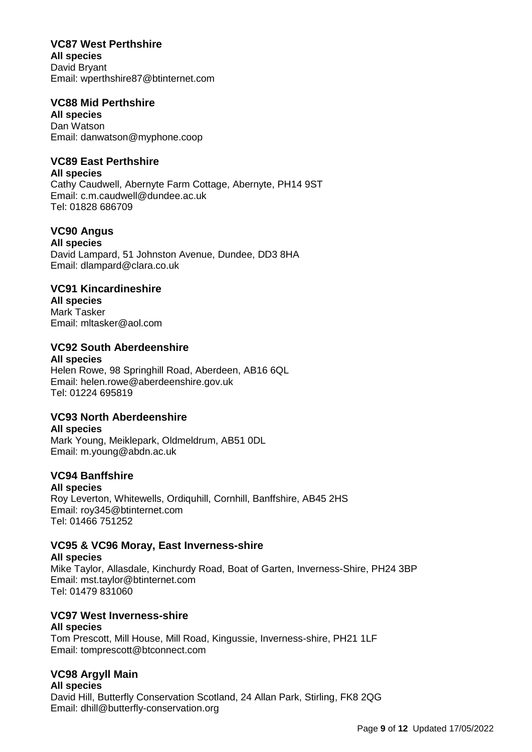### VC87 West Perthshire

**All species**
David Bryant
Email: wperthshire87@btinternet.com

### VC88 Mid Perthshire

**All species**
Dan Watson
Email: danwatson@myphone.coop

### VC89 East Perthshire

**All species**
Cathy Caudwell, Abernyte Farm Cottage, Abernyte, PH14 9ST
Email: c.m.caudwell@dundee.ac.uk
Tel: 01828 686709

### VC90 Angus

**All species**
David Lampard, 51 Johnston Avenue, Dundee, DD3 8HA
Email: dlampard@clara.co.uk

### VC91 Kincardineshire

**All species**
Mark Tasker
Email: mltasker@aol.com

### VC92 South Aberdeenshire

**All species**
Helen Rowe, 98 Springhill Road, Aberdeen, AB16 6QL
Email: helen.rowe@aberdeenshire.gov.uk
Tel: 01224 695819

### VC93 North Aberdeenshire

**All species**
Mark Young, Meiklepark, Oldmeldrum, AB51 0DL
Email: m.young@abdn.ac.uk

### VC94 Banffshire

**All species**
Roy Leverton, Whitewells, Ordiquhill, Cornhill, Banffshire, AB45 2HS
Email: roy345@btinternet.com
Tel: 01466 751252

### VC95 & VC96 Moray, East Inverness-shire

**All species**
Mike Taylor, Allasdale, Kinchurdy Road, Boat of Garten, Inverness-Shire, PH24 3BP
Email: mst.taylor@btinternet.com
Tel: 01479 831060

### VC97 West Inverness-shire

**All species**
Tom Prescott, Mill House, Mill Road, Kingussie, Inverness-shire, PH21 1LF
Email: tomprescott@btconnect.com

### VC98 Argyll Main

**All species**
David Hill, Butterfly Conservation Scotland, 24 Allan Park, Stirling, FK8 2QG
Email: dhill@butterfly-conservation.org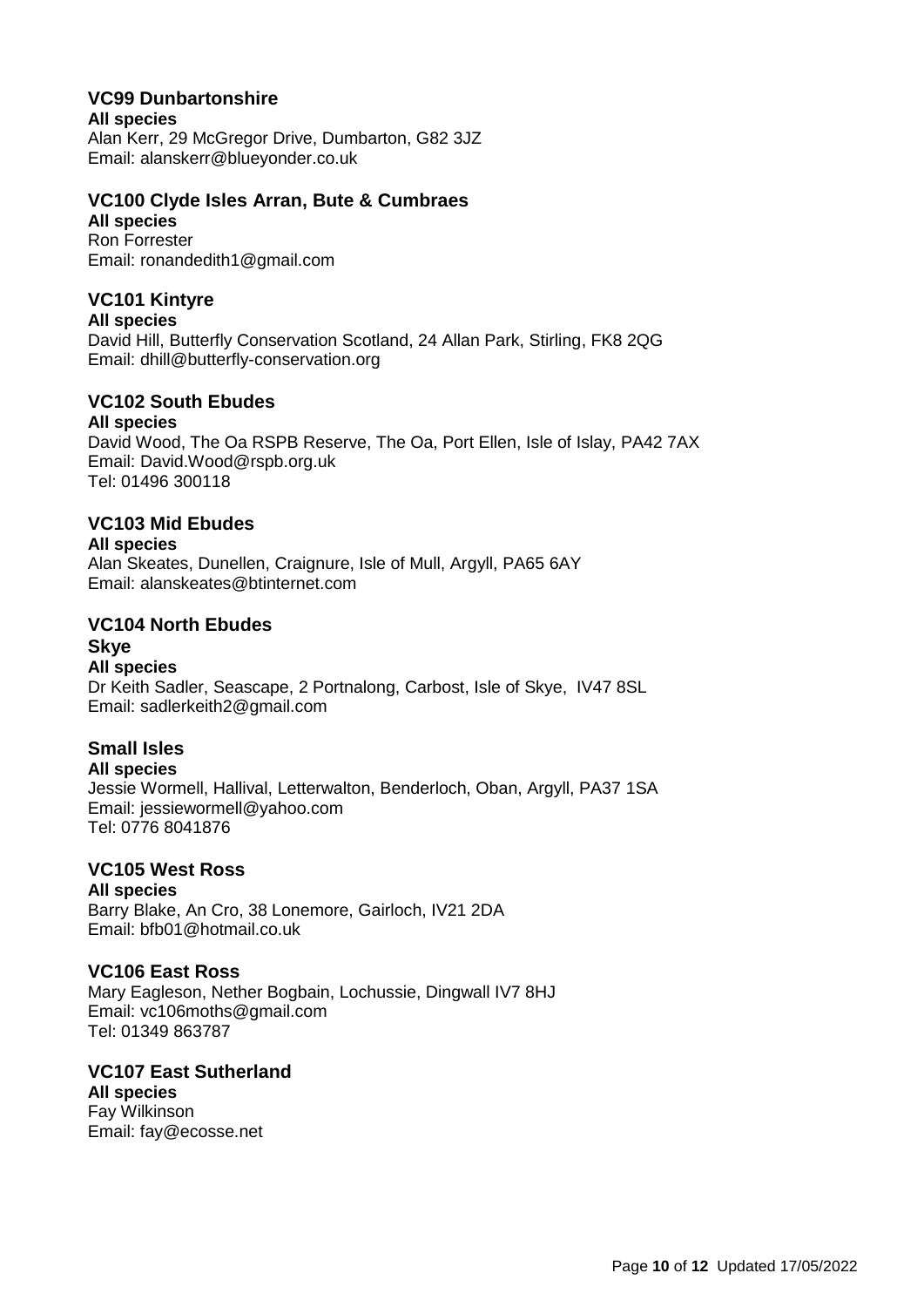## VC99 Dunbartonshire

**All species**
Alan Kerr, 29 McGregor Drive, Dumbarton, G82 3JZ
Email: alanskerr@blueyonder.co.uk

## VC100 Clyde Isles Arran, Bute & Cumbraes

**All species**
Ron Forrester
Email: ronandedith1@gmail.com

## VC101 Kintyre

**All species**
David Hill, Butterfly Conservation Scotland, 24 Allan Park, Stirling, FK8 2QG
Email: dhill@butterfly-conservation.org

## VC102 South Ebudes

**All species**
David Wood, The Oa RSPB Reserve, The Oa, Port Ellen, Isle of Islay, PA42 7AX
Email: David.Wood@rspb.org.uk
Tel: 01496 300118

## VC103 Mid Ebudes

**All species**
Alan Skeates, Dunellen, Craignure, Isle of Mull, Argyll, PA65 6AY
Email: alanskeates@btinternet.com

## VC104 North Ebudes

### Skye

**All species**
Dr Keith Sadler, Seascape, 2 Portnalong, Carbost, Isle of Skye, IV47 8SL
Email: sadlerkeith2@gmail.com

### Small Isles

**All species**
Jessie Wormell, Hallival, Letterwalton, Benderloch, Oban, Argyll, PA37 1SA
Email: jessiewormell@yahoo.com
Tel: 0776 8041876

## VC105 West Ross

**All species**
Barry Blake, An Cro, 38 Lonemore, Gairloch, IV21 2DA
Email: bfb01@hotmail.co.uk

## VC106 East Ross

Mary Eagleson, Nether Bogbain, Lochussie, Dingwall IV7 8HJ
Email: vc106moths@gmail.com
Tel: 01349 863787

## VC107 East Sutherland

**All species**
Fay Wilkinson
Email: fay@ecosse.net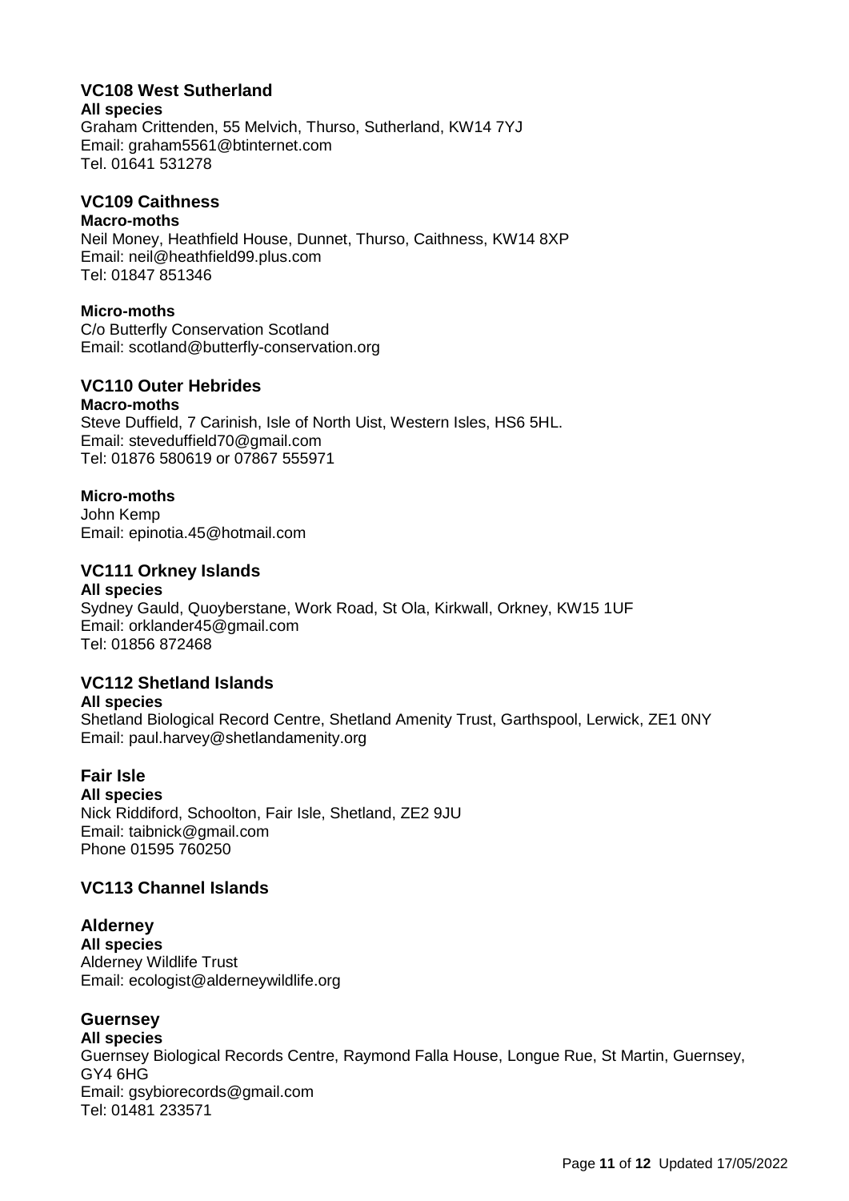## VC108 West Sutherland

**All species**
Graham Crittenden, 55 Melvich, Thurso, Sutherland, KW14 7YJ
Email: graham5561@btinternet.com
Tel. 01641 531278

## VC109 Caithness

**Macro-moths**
Neil Money, Heathfield House, Dunnet, Thurso, Caithness, KW14 8XP
Email: neil@heathfield99.plus.com
Tel: 01847 851346

**Micro-moths**
C/o Butterfly Conservation Scotland
Email: scotland@butterfly-conservation.org

## VC110 Outer Hebrides

**Macro-moths**
Steve Duffield, 7 Carinish, Isle of North Uist, Western Isles, HS6 5HL.
Email: steveduffield70@gmail.com
Tel: 01876 580619 or 07867 555971

**Micro-moths**
John Kemp
Email: epinotia.45@hotmail.com

## VC111 Orkney Islands

**All species**
Sydney Gauld, Quoyberstane, Work Road, St Ola, Kirkwall, Orkney, KW15 1UF
Email: orklander45@gmail.com
Tel: 01856 872468

## VC112 Shetland Islands

**All species**
Shetland Biological Record Centre, Shetland Amenity Trust, Garthspool, Lerwick, ZE1 0NY
Email: paul.harvey@shetlandamenity.org

## Fair Isle

**All species**
Nick Riddiford, Schoolton, Fair Isle, Shetland, ZE2 9JU
Email: taibnick@gmail.com
Phone 01595 760250

## VC113 Channel Islands

### Alderney

**All species**
Alderney Wildlife Trust
Email: ecologist@alderneywildlife.org

### Guernsey

**All species**
Guernsey Biological Records Centre, Raymond Falla House, Longue Rue, St Martin, Guernsey, GY4 6HG
Email: gsybiorecords@gmail.com
Tel: 01481 233571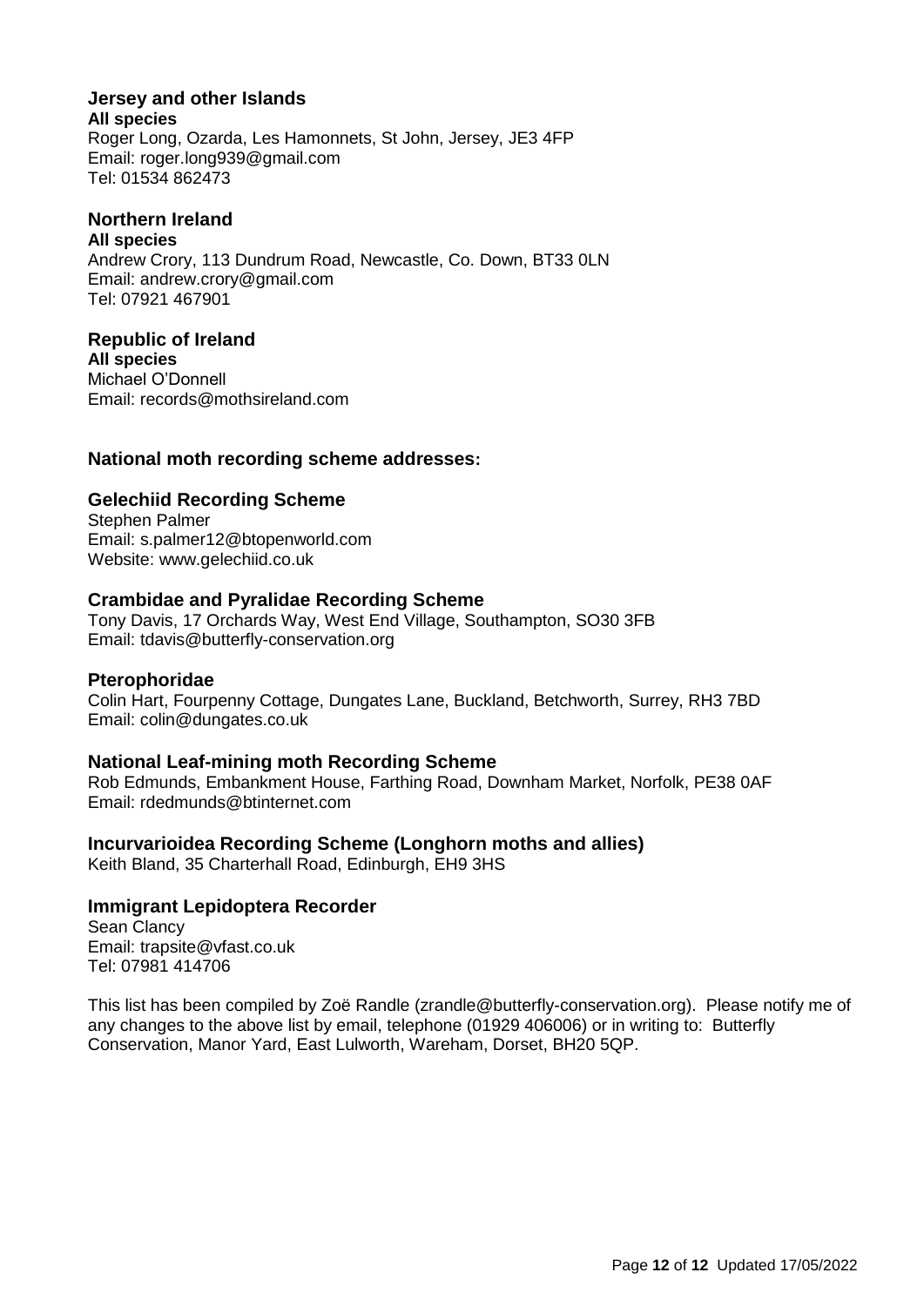### Jersey and other Islands

**All species**
Roger Long, Ozarda, Les Hamonnets, St John, Jersey, JE3 4FP
Email: roger.long939@gmail.com
Tel: 01534 862473

### Northern Ireland

**All species**
Andrew Crory, 113 Dundrum Road, Newcastle, Co. Down, BT33 0LN
Email: andrew.crory@gmail.com
Tel: 07921 467901

### Republic of Ireland

**All species**
Michael O'Donnell
Email: records@mothsireland.com

### National moth recording scheme addresses:

### Gelechiid Recording Scheme

Stephen Palmer
Email: s.palmer12@btopenworld.com
Website: www.gelechiid.co.uk

### Crambidae and Pyralidae Recording Scheme

Tony Davis, 17 Orchards Way, West End Village, Southampton, SO30 3FB
Email: tdavis@butterfly-conservation.org

### Pterophoridae

Colin Hart, Fourpenny Cottage, Dungates Lane, Buckland, Betchworth, Surrey, RH3 7BD
Email: colin@dungates.co.uk

### National Leaf-mining moth Recording Scheme

Rob Edmunds, Embankment House, Farthing Road, Downham Market, Norfolk, PE38 0AF
Email: rdedmunds@btinternet.com

### Incurvarioidea Recording Scheme (Longhorn moths and allies)

Keith Bland, 35 Charterhall Road, Edinburgh, EH9 3HS

### Immigrant Lepidoptera Recorder

Sean Clancy
Email: trapsite@vfast.co.uk
Tel: 07981 414706

This list has been compiled by Zoë Randle (zrandle@butterfly-conservation.org). Please notify me of any changes to the above list by email, telephone (01929 406006) or in writing to: Butterfly Conservation, Manor Yard, East Lulworth, Wareham, Dorset, BH20 5QP.